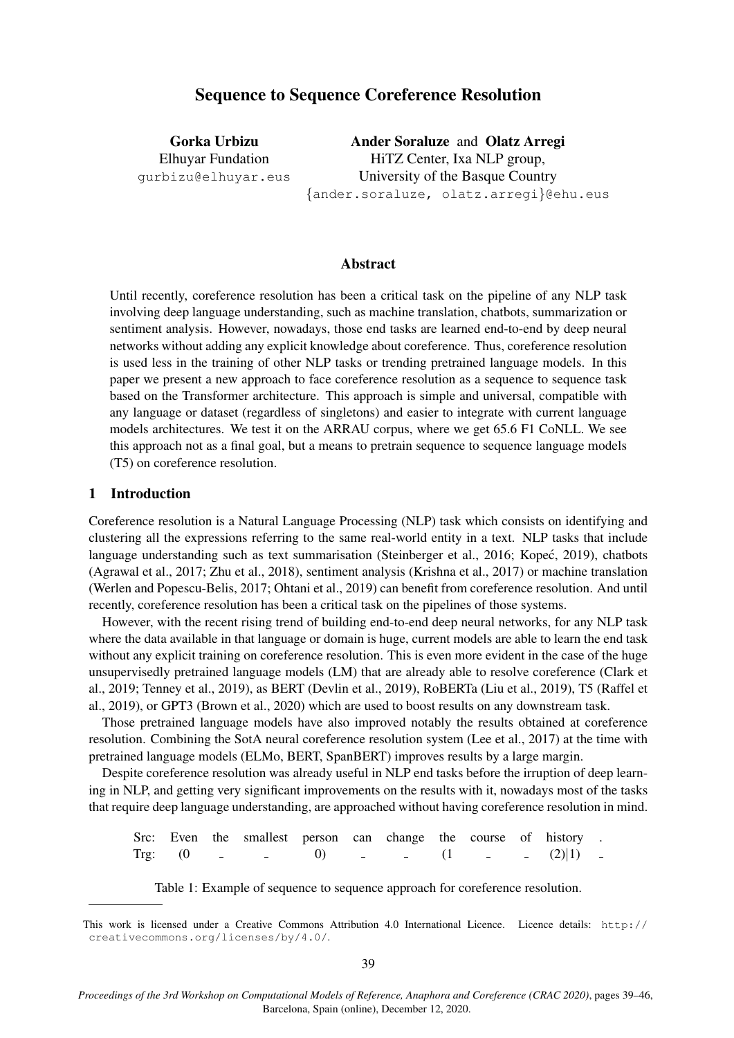# Sequence to Sequence Coreference Resolution

**Gorka Urbizu**
Elhuyar Fundation
gurbizu@elhuyar.eus

**Ander Soraluze** and **Olatz Arregi**
HiTZ Center, Ixa NLP group,
University of the Basque Country
{ander.soraluze, olatz.arregi}@ehu.eus

## Abstract

Until recently, coreference resolution has been a critical task on the pipeline of any NLP task involving deep language understanding, such as machine translation, chatbots, summarization or sentiment analysis. However, nowadays, those end tasks are learned end-to-end by deep neural networks without adding any explicit knowledge about coreference. Thus, coreference resolution is used less in the training of other NLP tasks or trending pretrained language models. In this paper we present a new approach to face coreference resolution as a sequence to sequence task based on the Transformer architecture. This approach is simple and universal, compatible with any language or dataset (regardless of singletons) and easier to integrate with current language models architectures. We test it on the ARRAU corpus, where we get 65.6 F1 CoNLL. We see this approach not as a final goal, but a means to pretrain sequence to sequence language models (T5) on coreference resolution.

## 1 Introduction

Coreference resolution is a Natural Language Processing (NLP) task which consists on identifying and clustering all the expressions referring to the same real-world entity in a text. NLP tasks that include language understanding such as text summarisation (Steinberger et al., 2016; Kopeć, 2019), chatbots (Agrawal et al., 2017; Zhu et al., 2018), sentiment analysis (Krishna et al., 2017) or machine translation (Werlen and Popescu-Belis, 2017; Ohtani et al., 2019) can benefit from coreference resolution. And until recently, coreference resolution has been a critical task on the pipelines of those systems.

However, with the recent rising trend of building end-to-end deep neural networks, for any NLP task where the data available in that language or domain is huge, current models are able to learn the end task without any explicit training on coreference resolution. This is even more evident in the case of the huge unsupervisedly pretrained language models (LM) that are already able to resolve coreference (Clark et al., 2019; Tenney et al., 2019), as BERT (Devlin et al., 2019), RoBERTa (Liu et al., 2019), T5 (Raffel et al., 2019), or GPT3 (Brown et al., 2020) which are used to boost results on any downstream task.

Those pretrained language models have also improved notably the results obtained at coreference resolution. Combining the SotA neural coreference resolution system (Lee et al., 2017) at the time with pretrained language models (ELMo, BERT, SpanBERT) improves results by a large margin.

Despite coreference resolution was already useful in NLP end tasks before the irruption of deep learning in NLP, and getting very significant improvements on the results with it, nowadays most of the tasks that require deep language understanding, are approached without having coreference resolution in mind.

| | | | | | | | | | | | |
|---|---|---|---|---|---|---|---|---|---|---|---|
| Src: | Even | the | smallest | person | can | change | the | course | of | history | . |
| Trg: | (0 | _ | _ | 0) | _ | _ | (1 | _ | _ | (2)\|1) | _ |

Table 1: Example of sequence to sequence approach for coreference resolution.

This work is licensed under a Creative Commons Attribution 4.0 International Licence. Licence details: http://creativecommons.org/licenses/by/4.0/.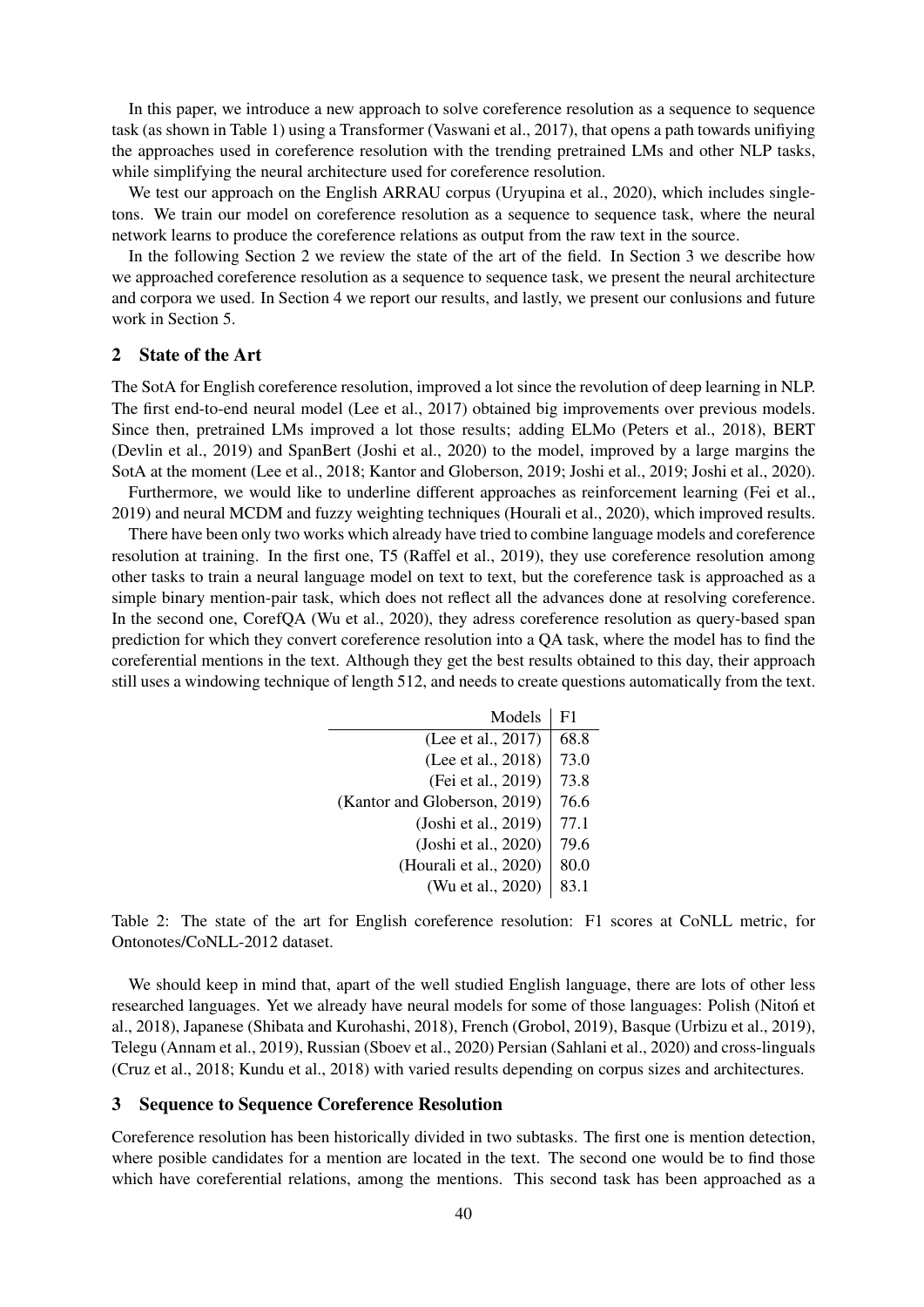In this paper, we introduce a new approach to solve coreference resolution as a sequence to sequence task (as shown in Table 1) using a Transformer (Vaswani et al., 2017), that opens a path towards unifiying the approaches used in coreference resolution with the trending pretrained LMs and other NLP tasks, while simplifying the neural architecture used for coreference resolution.

We test our approach on the English ARRAU corpus (Uryupina et al., 2020), which includes singletons. We train our model on coreference resolution as a sequence to sequence task, where the neural network learns to produce the coreference relations as output from the raw text in the source.

In the following Section 2 we review the state of the art of the field. In Section 3 we describe how we approached coreference resolution as a sequence to sequence task, we present the neural architecture and corpora we used. In Section 4 we report our results, and lastly, we present our conlusions and future work in Section 5.

## 2 State of the Art

The SotA for English coreference resolution, improved a lot since the revolution of deep learning in NLP. The first end-to-end neural model (Lee et al., 2017) obtained big improvements over previous models. Since then, pretrained LMs improved a lot those results; adding ELMo (Peters et al., 2018), BERT (Devlin et al., 2019) and SpanBert (Joshi et al., 2020) to the model, improved by a large margins the SotA at the moment (Lee et al., 2018; Kantor and Globerson, 2019; Joshi et al., 2019; Joshi et al., 2020).

Furthermore, we would like to underline different approaches as reinforcement learning (Fei et al., 2019) and neural MCDM and fuzzy weighting techniques (Hourali et al., 2020), which improved results.

There have been only two works which already have tried to combine language models and coreference resolution at training. In the first one, T5 (Raffel et al., 2019), they use coreference resolution among other tasks to train a neural language model on text to text, but the coreference task is approached as a simple binary mention-pair task, which does not reflect all the advances done at resolving coreference. In the second one, CorefQA (Wu et al., 2020), they adress coreference resolution as query-based span prediction for which they convert coreference resolution into a QA task, where the model has to find the coreferential mentions in the text. Although they get the best results obtained to this day, their approach still uses a windowing technique of length 512, and needs to create questions automatically from the text.

| Models | F1 |
|---|---|
| (Lee et al., 2017) | 68.8 |
| (Lee et al., 2018) | 73.0 |
| (Fei et al., 2019) | 73.8 |
| (Kantor and Globerson, 2019) | 76.6 |
| (Joshi et al., 2019) | 77.1 |
| (Joshi et al., 2020) | 79.6 |
| (Hourali et al., 2020) | 80.0 |
| (Wu et al., 2020) | 83.1 |

Table 2: The state of the art for English coreference resolution: F1 scores at CoNLL metric, for Ontonotes/CoNLL-2012 dataset.

We should keep in mind that, apart of the well studied English language, there are lots of other less researched languages. Yet we already have neural models for some of those languages: Polish (Nitoń et al., 2018), Japanese (Shibata and Kurohashi, 2018), French (Grobol, 2019), Basque (Urbizu et al., 2019), Telegu (Annam et al., 2019), Russian (Sboev et al., 2020) Persian (Sahlani et al., 2020) and cross-linguals (Cruz et al., 2018; Kundu et al., 2018) with varied results depending on corpus sizes and architectures.

## 3 Sequence to Sequence Coreference Resolution

Coreference resolution has been historically divided in two subtasks. The first one is mention detection, where posible candidates for a mention are located in the text. The second one would be to find those which have coreferential relations, among the mentions. This second task has been approached as a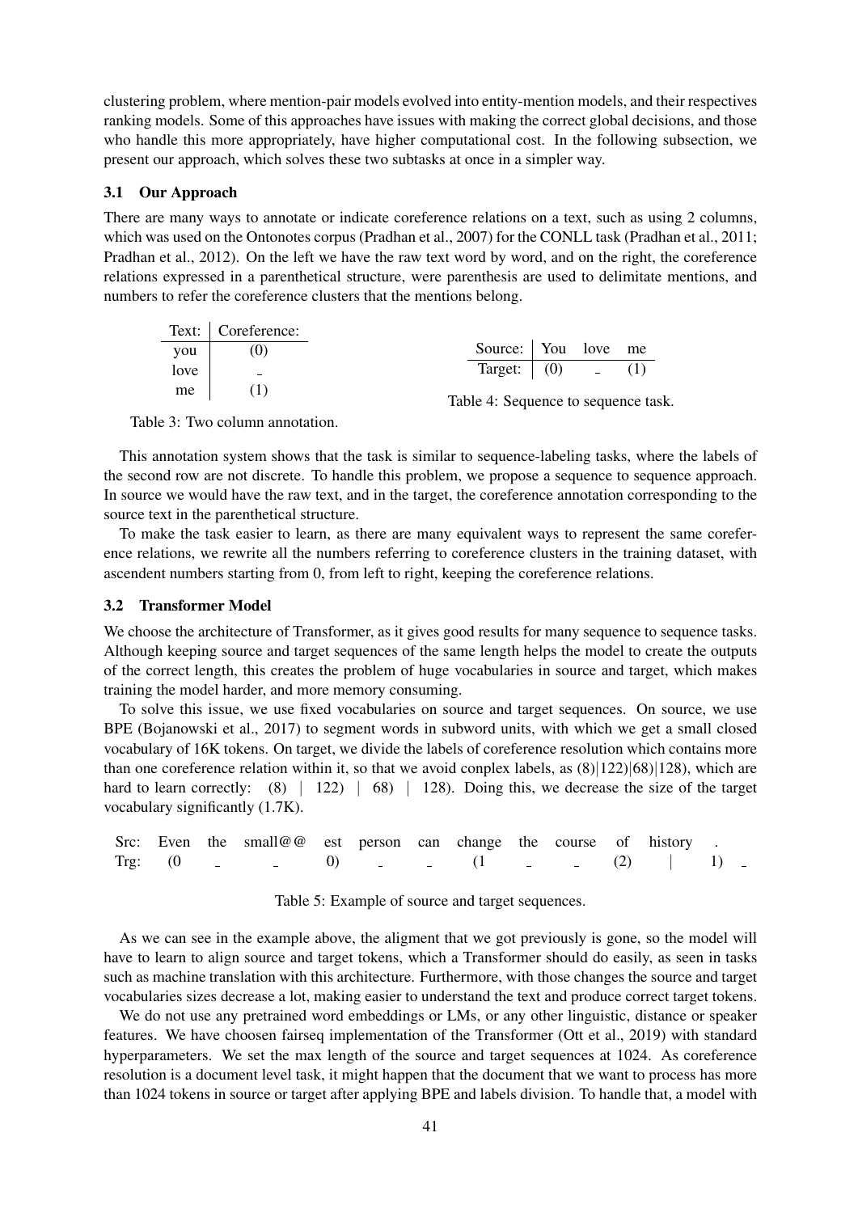clustering problem, where mention-pair models evolved into entity-mention models, and their respectives ranking models. Some of this approaches have issues with making the correct global decisions, and those who handle this more appropriately, have higher computational cost. In the following subsection, we present our approach, which solves these two subtasks at once in a simpler way.

### 3.1 Our Approach

There are many ways to annotate or indicate coreference relations on a text, such as using 2 columns, which was used on the Ontonotes corpus (Pradhan et al., 2007) for the CONLL task (Pradhan et al., 2011; Pradhan et al., 2012). On the left we have the raw text word by word, and on the right, the coreference relations expressed in a parenthetical structure, were parenthesis are used to delimitate mentions, and numbers to refer the coreference clusters that the mentions belong.

| Text: | Coreference: |
|---|---|
| you | (0) |
| love | _ |
| me | (1) |

Table 3: Two column annotation.

| Source: | You | love | me |
|---|---|---|---|
| Target: | (0) | _ | (1) |

Table 4: Sequence to sequence task.

This annotation system shows that the task is similar to sequence-labeling tasks, where the labels of the second row are not discrete. To handle this problem, we propose a sequence to sequence approach. In source we would have the raw text, and in the target, the coreference annotation corresponding to the source text in the parenthetical structure.

To make the task easier to learn, as there are many equivalent ways to represent the same coreference relations, we rewrite all the numbers referring to coreference clusters in the training dataset, with ascendent numbers starting from 0, from left to right, keeping the coreference relations.

### 3.2 Transformer Model

We choose the architecture of Transformer, as it gives good results for many sequence to sequence tasks. Although keeping source and target sequences of the same length helps the model to create the outputs of the correct length, this creates the problem of huge vocabularies in source and target, which makes training the model harder, and more memory consuming.

To solve this issue, we use fixed vocabularies on source and target sequences. On source, we use BPE (Bojanowski et al., 2017) to segment words in subword units, with which we get a small closed vocabulary of 16K tokens. On target, we divide the labels of coreference resolution which contains more than one coreference relation within it, so that we avoid conplex labels, as (8)|122)|68)|128), which are hard to learn correctly: (8) | 122) | 68) | 128). Doing this, we decrease the size of the target vocabulary significantly (1.7K).

| | | | | | | | | | | | | | |
|---|---|---|---|---|---|---|---|---|---|---|---|---|---|
| Src: | Even | the | small@@ | est | person | can | change | the | course | of | history | . | |
| Trg: | (0 | _ | _ | 0) | _ | _ | (1 | _ | _ | (2) | \| | 1) | _ |

Table 5: Example of source and target sequences.

As we can see in the example above, the aligment that we got previously is gone, so the model will have to learn to align source and target tokens, which a Transformer should do easily, as seen in tasks such as machine translation with this architecture. Furthermore, with those changes the source and target vocabularies sizes decrease a lot, making easier to understand the text and produce correct target tokens.

We do not use any pretrained word embeddings or LMs, or any other linguistic, distance or speaker features. We have choosen fairseq implementation of the Transformer (Ott et al., 2019) with standard hyperparameters. We set the max length of the source and target sequences at 1024. As coreference resolution is a document level task, it might happen that the document that we want to process has more than 1024 tokens in source or target after applying BPE and labels division. To handle that, a model with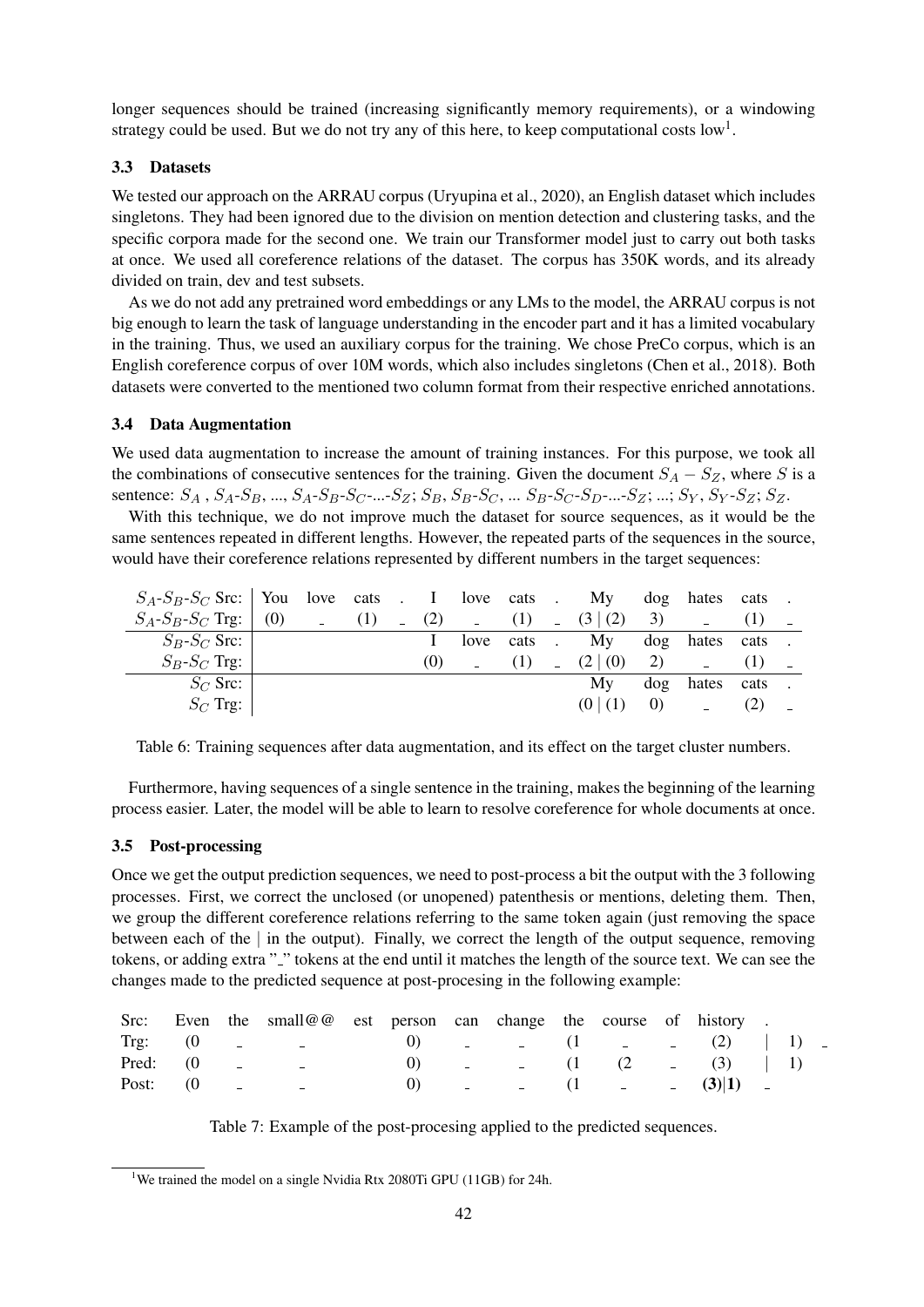longer sequences should be trained (increasing significantly memory requirements), or a windowing strategy could be used. But we do not try any of this here, to keep computational costs low[1].

### 3.3 Datasets

We tested our approach on the ARRAU corpus (Uryupina et al., 2020), an English dataset which includes singletons. They had been ignored due to the division on mention detection and clustering tasks, and the specific corpora made for the second one. We train our Transformer model just to carry out both tasks at once. We used all coreference relations of the dataset. The corpus has 350K words, and its already divided on train, dev and test subsets.

As we do not add any pretrained word embeddings or any LMs to the model, the ARRAU corpus is not big enough to learn the task of language understanding in the encoder part and it has a limited vocabulary in the training. Thus, we used an auxiliary corpus for the training. We chose PreCo corpus, which is an English coreference corpus of over 10M words, which also includes singletons (Chen et al., 2018). Both datasets were converted to the mentioned two column format from their respective enriched annotations.

### 3.4 Data Augmentation

We used data augmentation to increase the amount of training instances. For this purpose, we took all the combinations of consecutive sentences for the training. Given the document $S_A - S_Z$, where $S$ is a sentence: $S_A$ , $S_A$-$S_B$, ..., $S_A$-$S_B$-$S_C$-...-$S_Z$; $S_B$, $S_B$-$S_C$, ... $S_B$-$S_C$-$S_D$-...-$S_Z$; ...; $S_Y$, $S_Y$-$S_Z$; $S_Z$.

With this technique, we do not improve much the dataset for source sequences, as it would be the same sentences repeated in different lengths. However, the repeated parts of the sequences in the source, would have their coreference relations represented by different numbers in the target sequences:

| | | | | | | | | | | | | | |
|---|---|---|---|---|---|---|---|---|---|---|---|---|---|
| $S_A$-$S_B$-$S_C$ Src: | You | love | cats | . | I | love | cats | . | My | dog | hates | cats | . |
| $S_A$-$S_B$-$S_C$ Trg: | (0) | _ | (1) | _ | (2) | _ | (1) | _ | (3 \| (2) | 3) | _ | (1) | _ |
| $S_B$-$S_C$ Src: | | | | | I | love | cats | . | My | dog | hates | cats | . |
| $S_B$-$S_C$ Trg: | | | | | (0) | _ | (1) | _ | (2 \| (0) | 2) | _ | (1) | _ |
| $S_C$ Src: | | | | | | | | | My | dog | hates | cats | . |
| $S_C$ Trg: | | | | | | | | | (0 \| (1) | 0) | _ | (2) | _ |

Table 6: Training sequences after data augmentation, and its effect on the target cluster numbers.

Furthermore, having sequences of a single sentence in the training, makes the beginning of the learning process easier. Later, the model will be able to learn to resolve coreference for whole documents at once.

### 3.5 Post-processing

Once we get the output prediction sequences, we need to post-process a bit the output with the 3 following processes. First, we correct the unclosed (or unopened) patenthesis or mentions, deleting them. Then, we group the different coreference relations referring to the same token again (just removing the space between each of the | in the output). Finally, we correct the length of the output sequence, removing tokens, or adding extra "_" tokens at the end until it matches the length of the source text. We can see the changes made to the predicted sequence at post-procesing in the following example:

| | | | | | | | | | | | | | | |
|---|---|---|---|---|---|---|---|---|---|---|---|---|---|---|
| Src: | Even | the | small@@ | est | person | can | change | the | course | of | history | . | | |
| Trg: | (0 | _ | _ | | 0) | _ | _ | (1 | _ | _ | (2) | \| | 1) | _ |
| Pred: | (0 | _ | _ | | 0) | _ | _ | (1 | (2 | _ | (3) | \| | 1) | |
| Post: | (0 | _ | _ | | 0) | _ | _ | (1 | _ | _ | **(3)\|1)** | _ | | |

Table 7: Example of the post-procesing applied to the predicted sequences.

[1]We trained the model on a single Nvidia Rtx 2080Ti GPU (11GB) for 24h.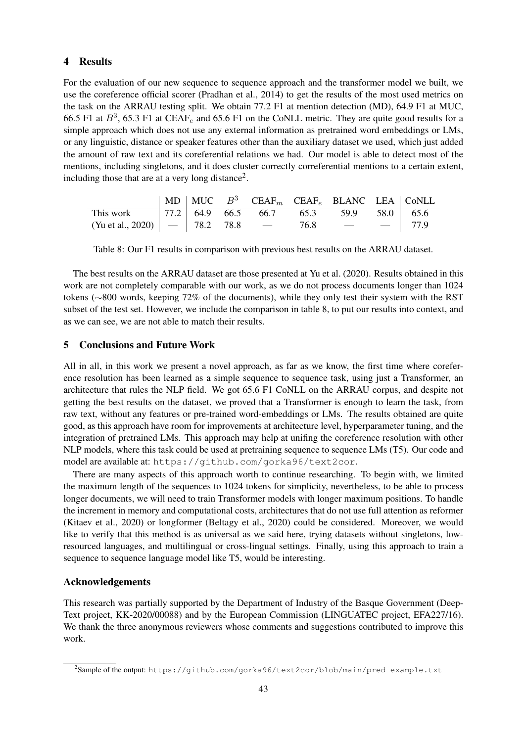## 4 Results

For the evaluation of our new sequence to sequence approach and the transformer model we built, we use the coreference official scorer (Pradhan et al., 2014) to get the results of the most used metrics on the task on the ARRAU testing split. We obtain 77.2 F1 at mention detection (MD), 64.9 F1 at MUC, 66.5 F1 at $B^3$, 65.3 F1 at CEAF$_e$ and 65.6 F1 on the CoNLL metric. They are quite good results for a simple approach which does not use any external information as pretrained word embeddings or LMs, or any linguistic, distance or speaker features other than the auxiliary dataset we used, which just added the amount of raw text and its coreferential relations we had. Our model is able to detect most of the mentions, including singletons, and it does cluster correctly correferential mentions to a certain extent, including those that are at a very long distance[2].

| | MD | MUC | $B^3$ | CEAF$_m$ | CEAF$_e$ | BLANC | LEA | CoNLL |
|---|---|---|---|---|---|---|---|---|
| This work | 77.2 | 64.9 | 66.5 | 66.7 | 65.3 | 59.9 | 58.0 | 65.6 |
| (Yu et al., 2020) | — | 78.2 | 78.8 | — | 76.8 | — | — | 77.9 |

Table 8: Our F1 results in comparison with previous best results on the ARRAU dataset.

The best results on the ARRAU dataset are those presented at Yu et al. (2020). Results obtained in this work are not completely comparable with our work, as we do not process documents longer than 1024 tokens (∼800 words, keeping 72% of the documents), while they only test their system with the RST subset of the test set. However, we include the comparison in table 8, to put our results into context, and as we can see, we are not able to match their results.

## 5 Conclusions and Future Work

All in all, in this work we present a novel approach, as far as we know, the first time where coreference resolution has been learned as a simple sequence to sequence task, using just a Transformer, an architecture that rules the NLP field. We got 65.6 F1 CoNLL on the ARRAU corpus, and despite not getting the best results on the dataset, we proved that a Transformer is enough to learn the task, from raw text, without any features or pre-trained word-embeddings or LMs. The results obtained are quite good, as this approach have room for improvements at architecture level, hyperparameter tuning, and the integration of pretrained LMs. This approach may help at unifing the coreference resolution with other NLP models, where this task could be used at pretraining sequence to sequence LMs (T5). Our code and model are available at: `https://github.com/gorka96/text2cor`.

There are many aspects of this approach worth to continue researching. To begin with, we limited the maximum length of the sequences to 1024 tokens for simplicity, nevertheless, to be able to process longer documents, we will need to train Transformer models with longer maximum positions. To handle the increment in memory and computational costs, architectures that do not use full attention as reformer (Kitaev et al., 2020) or longformer (Beltagy et al., 2020) could be considered. Moreover, we would like to verify that this method is as universal as we said here, trying datasets without singletons, low-resourced languages, and multilingual or cross-lingual settings. Finally, using this approach to train a sequence to sequence language model like T5, would be interesting.

## Acknowledgements

This research was partially supported by the Department of Industry of the Basque Government (Deep-Text project, KK-2020/00088) and by the European Commission (LINGUATEC project, EFA227/16). We thank the three anonymous reviewers whose comments and suggestions contributed to improve this work.

[2]Sample of the output: `https://github.com/gorka96/text2cor/blob/main/pred_example.txt`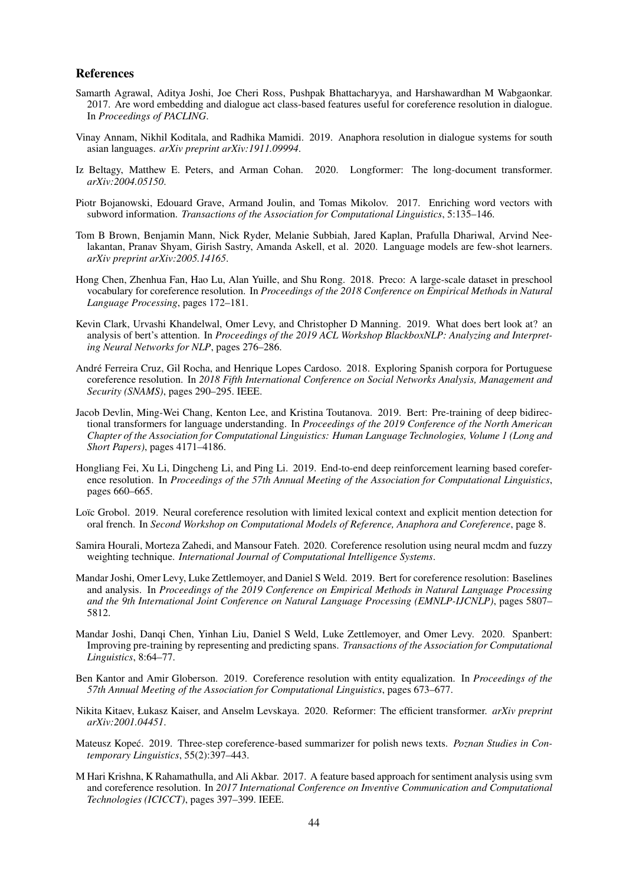## References

Samarth Agrawal, Aditya Joshi, Joe Cheri Ross, Pushpak Bhattacharyya, and Harshawardhan M Wabgaonkar. 2017. Are word embedding and dialogue act class-based features useful for coreference resolution in dialogue. In *Proceedings of PACLING*.

Vinay Annam, Nikhil Koditala, and Radhika Mamidi. 2019. Anaphora resolution in dialogue systems for south asian languages. *arXiv preprint arXiv:1911.09994*.

Iz Beltagy, Matthew E. Peters, and Arman Cohan. 2020. Longformer: The long-document transformer. *arXiv:2004.05150*.

Piotr Bojanowski, Edouard Grave, Armand Joulin, and Tomas Mikolov. 2017. Enriching word vectors with subword information. *Transactions of the Association for Computational Linguistics*, 5:135–146.

Tom B Brown, Benjamin Mann, Nick Ryder, Melanie Subbiah, Jared Kaplan, Prafulla Dhariwal, Arvind Neelakantan, Pranav Shyam, Girish Sastry, Amanda Askell, et al. 2020. Language models are few-shot learners. *arXiv preprint arXiv:2005.14165*.

Hong Chen, Zhenhua Fan, Hao Lu, Alan Yuille, and Shu Rong. 2018. Preco: A large-scale dataset in preschool vocabulary for coreference resolution. In *Proceedings of the 2018 Conference on Empirical Methods in Natural Language Processing*, pages 172–181.

Kevin Clark, Urvashi Khandelwal, Omer Levy, and Christopher D Manning. 2019. What does bert look at? an analysis of bert's attention. In *Proceedings of the 2019 ACL Workshop BlackboxNLP: Analyzing and Interpreting Neural Networks for NLP*, pages 276–286.

André Ferreira Cruz, Gil Rocha, and Henrique Lopes Cardoso. 2018. Exploring Spanish corpora for Portuguese coreference resolution. In *2018 Fifth International Conference on Social Networks Analysis, Management and Security (SNAMS)*, pages 290–295. IEEE.

Jacob Devlin, Ming-Wei Chang, Kenton Lee, and Kristina Toutanova. 2019. Bert: Pre-training of deep bidirectional transformers for language understanding. In *Proceedings of the 2019 Conference of the North American Chapter of the Association for Computational Linguistics: Human Language Technologies, Volume 1 (Long and Short Papers)*, pages 4171–4186.

Hongliang Fei, Xu Li, Dingcheng Li, and Ping Li. 2019. End-to-end deep reinforcement learning based coreference resolution. In *Proceedings of the 57th Annual Meeting of the Association for Computational Linguistics*, pages 660–665.

Loïc Grobol. 2019. Neural coreference resolution with limited lexical context and explicit mention detection for oral french. In *Second Workshop on Computational Models of Reference, Anaphora and Coreference*, page 8.

Samira Hourali, Morteza Zahedi, and Mansour Fateh. 2020. Coreference resolution using neural mcdm and fuzzy weighting technique. *International Journal of Computational Intelligence Systems*.

Mandar Joshi, Omer Levy, Luke Zettlemoyer, and Daniel S Weld. 2019. Bert for coreference resolution: Baselines and analysis. In *Proceedings of the 2019 Conference on Empirical Methods in Natural Language Processing and the 9th International Joint Conference on Natural Language Processing (EMNLP-IJCNLP)*, pages 5807–5812.

Mandar Joshi, Danqi Chen, Yinhan Liu, Daniel S Weld, Luke Zettlemoyer, and Omer Levy. 2020. Spanbert: Improving pre-training by representing and predicting spans. *Transactions of the Association for Computational Linguistics*, 8:64–77.

Ben Kantor and Amir Globerson. 2019. Coreference resolution with entity equalization. In *Proceedings of the 57th Annual Meeting of the Association for Computational Linguistics*, pages 673–677.

Nikita Kitaev, Łukasz Kaiser, and Anselm Levskaya. 2020. Reformer: The efficient transformer. *arXiv preprint arXiv:2001.04451*.

Mateusz Kopeć. 2019. Three-step coreference-based summarizer for polish news texts. *Poznan Studies in Contemporary Linguistics*, 55(2):397–443.

M Hari Krishna, K Rahamathulla, and Ali Akbar. 2017. A feature based approach for sentiment analysis using svm and coreference resolution. In *2017 International Conference on Inventive Communication and Computational Technologies (ICICCT)*, pages 397–399. IEEE.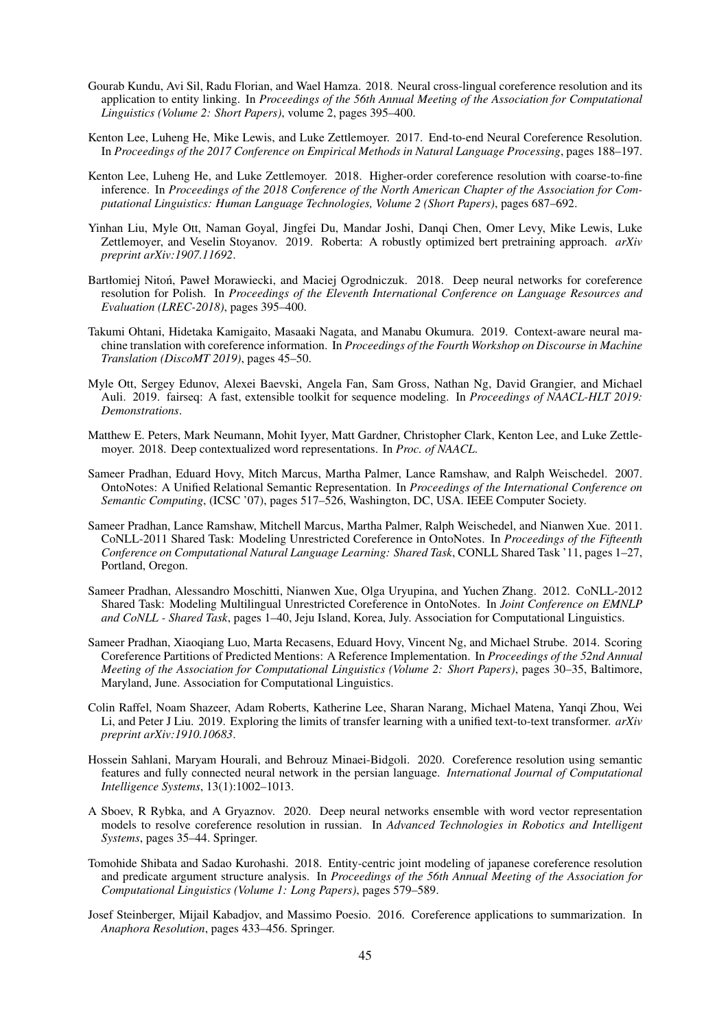Gourab Kundu, Avi Sil, Radu Florian, and Wael Hamza. 2018. Neural cross-lingual coreference resolution and its application to entity linking. In *Proceedings of the 56th Annual Meeting of the Association for Computational Linguistics (Volume 2: Short Papers)*, volume 2, pages 395–400.

Kenton Lee, Luheng He, Mike Lewis, and Luke Zettlemoyer. 2017. End-to-end Neural Coreference Resolution. In *Proceedings of the 2017 Conference on Empirical Methods in Natural Language Processing*, pages 188–197.

Kenton Lee, Luheng He, and Luke Zettlemoyer. 2018. Higher-order coreference resolution with coarse-to-fine inference. In *Proceedings of the 2018 Conference of the North American Chapter of the Association for Computational Linguistics: Human Language Technologies, Volume 2 (Short Papers)*, pages 687–692.

Yinhan Liu, Myle Ott, Naman Goyal, Jingfei Du, Mandar Joshi, Danqi Chen, Omer Levy, Mike Lewis, Luke Zettlemoyer, and Veselin Stoyanov. 2019. Roberta: A robustly optimized bert pretraining approach. *arXiv preprint arXiv:1907.11692*.

Bartłomiej Nitoń, Paweł Morawiecki, and Maciej Ogrodniczuk. 2018. Deep neural networks for coreference resolution for Polish. In *Proceedings of the Eleventh International Conference on Language Resources and Evaluation (LREC-2018)*, pages 395–400.

Takumi Ohtani, Hidetaka Kamigaito, Masaaki Nagata, and Manabu Okumura. 2019. Context-aware neural machine translation with coreference information. In *Proceedings of the Fourth Workshop on Discourse in Machine Translation (DiscoMT 2019)*, pages 45–50.

Myle Ott, Sergey Edunov, Alexei Baevski, Angela Fan, Sam Gross, Nathan Ng, David Grangier, and Michael Auli. 2019. fairseq: A fast, extensible toolkit for sequence modeling. In *Proceedings of NAACL-HLT 2019: Demonstrations*.

Matthew E. Peters, Mark Neumann, Mohit Iyyer, Matt Gardner, Christopher Clark, Kenton Lee, and Luke Zettlemoyer. 2018. Deep contextualized word representations. In *Proc. of NAACL*.

Sameer Pradhan, Eduard Hovy, Mitch Marcus, Martha Palmer, Lance Ramshaw, and Ralph Weischedel. 2007. OntoNotes: A Unified Relational Semantic Representation. In *Proceedings of the International Conference on Semantic Computing*, (ICSC '07), pages 517–526, Washington, DC, USA. IEEE Computer Society.

Sameer Pradhan, Lance Ramshaw, Mitchell Marcus, Martha Palmer, Ralph Weischedel, and Nianwen Xue. 2011. CoNLL-2011 Shared Task: Modeling Unrestricted Coreference in OntoNotes. In *Proceedings of the Fifteenth Conference on Computational Natural Language Learning: Shared Task*, CONLL Shared Task '11, pages 1–27, Portland, Oregon.

Sameer Pradhan, Alessandro Moschitti, Nianwen Xue, Olga Uryupina, and Yuchen Zhang. 2012. CoNLL-2012 Shared Task: Modeling Multilingual Unrestricted Coreference in OntoNotes. In *Joint Conference on EMNLP and CoNLL - Shared Task*, pages 1–40, Jeju Island, Korea, July. Association for Computational Linguistics.

Sameer Pradhan, Xiaoqiang Luo, Marta Recasens, Eduard Hovy, Vincent Ng, and Michael Strube. 2014. Scoring Coreference Partitions of Predicted Mentions: A Reference Implementation. In *Proceedings of the 52nd Annual Meeting of the Association for Computational Linguistics (Volume 2: Short Papers)*, pages 30–35, Baltimore, Maryland, June. Association for Computational Linguistics.

Colin Raffel, Noam Shazeer, Adam Roberts, Katherine Lee, Sharan Narang, Michael Matena, Yanqi Zhou, Wei Li, and Peter J Liu. 2019. Exploring the limits of transfer learning with a unified text-to-text transformer. *arXiv preprint arXiv:1910.10683*.

Hossein Sahlani, Maryam Hourali, and Behrouz Minaei-Bidgoli. 2020. Coreference resolution using semantic features and fully connected neural network in the persian language. *International Journal of Computational Intelligence Systems*, 13(1):1002–1013.

A Sboev, R Rybka, and A Gryaznov. 2020. Deep neural networks ensemble with word vector representation models to resolve coreference resolution in russian. In *Advanced Technologies in Robotics and Intelligent Systems*, pages 35–44. Springer.

Tomohide Shibata and Sadao Kurohashi. 2018. Entity-centric joint modeling of japanese coreference resolution and predicate argument structure analysis. In *Proceedings of the 56th Annual Meeting of the Association for Computational Linguistics (Volume 1: Long Papers)*, pages 579–589.

Josef Steinberger, Mijail Kabadjov, and Massimo Poesio. 2016. Coreference applications to summarization. In *Anaphora Resolution*, pages 433–456. Springer.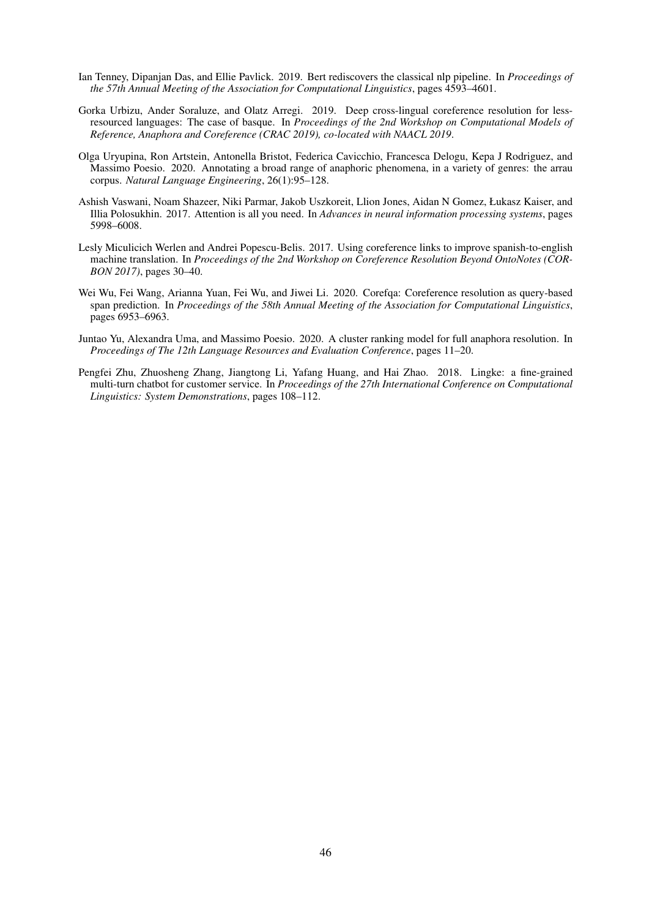Ian Tenney, Dipanjan Das, and Ellie Pavlick. 2019. Bert rediscovers the classical nlp pipeline. In *Proceedings of the 57th Annual Meeting of the Association for Computational Linguistics*, pages 4593–4601.

Gorka Urbizu, Ander Soraluze, and Olatz Arregi. 2019. Deep cross-lingual coreference resolution for less-resourced languages: The case of basque. In *Proceedings of the 2nd Workshop on Computational Models of Reference, Anaphora and Coreference (CRAC 2019), co-located with NAACL 2019*.

Olga Uryupina, Ron Artstein, Antonella Bristot, Federica Cavicchio, Francesca Delogu, Kepa J Rodriguez, and Massimo Poesio. 2020. Annotating a broad range of anaphoric phenomena, in a variety of genres: the arrau corpus. *Natural Language Engineering*, 26(1):95–128.

Ashish Vaswani, Noam Shazeer, Niki Parmar, Jakob Uszkoreit, Llion Jones, Aidan N Gomez, Łukasz Kaiser, and Illia Polosukhin. 2017. Attention is all you need. In *Advances in neural information processing systems*, pages 5998–6008.

Lesly Miculicich Werlen and Andrei Popescu-Belis. 2017. Using coreference links to improve spanish-to-english machine translation. In *Proceedings of the 2nd Workshop on Coreference Resolution Beyond OntoNotes (CORBON 2017)*, pages 30–40.

Wei Wu, Fei Wang, Arianna Yuan, Fei Wu, and Jiwei Li. 2020. Corefqa: Coreference resolution as query-based span prediction. In *Proceedings of the 58th Annual Meeting of the Association for Computational Linguistics*, pages 6953–6963.

Juntao Yu, Alexandra Uma, and Massimo Poesio. 2020. A cluster ranking model for full anaphora resolution. In *Proceedings of The 12th Language Resources and Evaluation Conference*, pages 11–20.

Pengfei Zhu, Zhuosheng Zhang, Jiangtong Li, Yafang Huang, and Hai Zhao. 2018. Lingke: a fine-grained multi-turn chatbot for customer service. In *Proceedings of the 27th International Conference on Computational Linguistics: System Demonstrations*, pages 108–112.